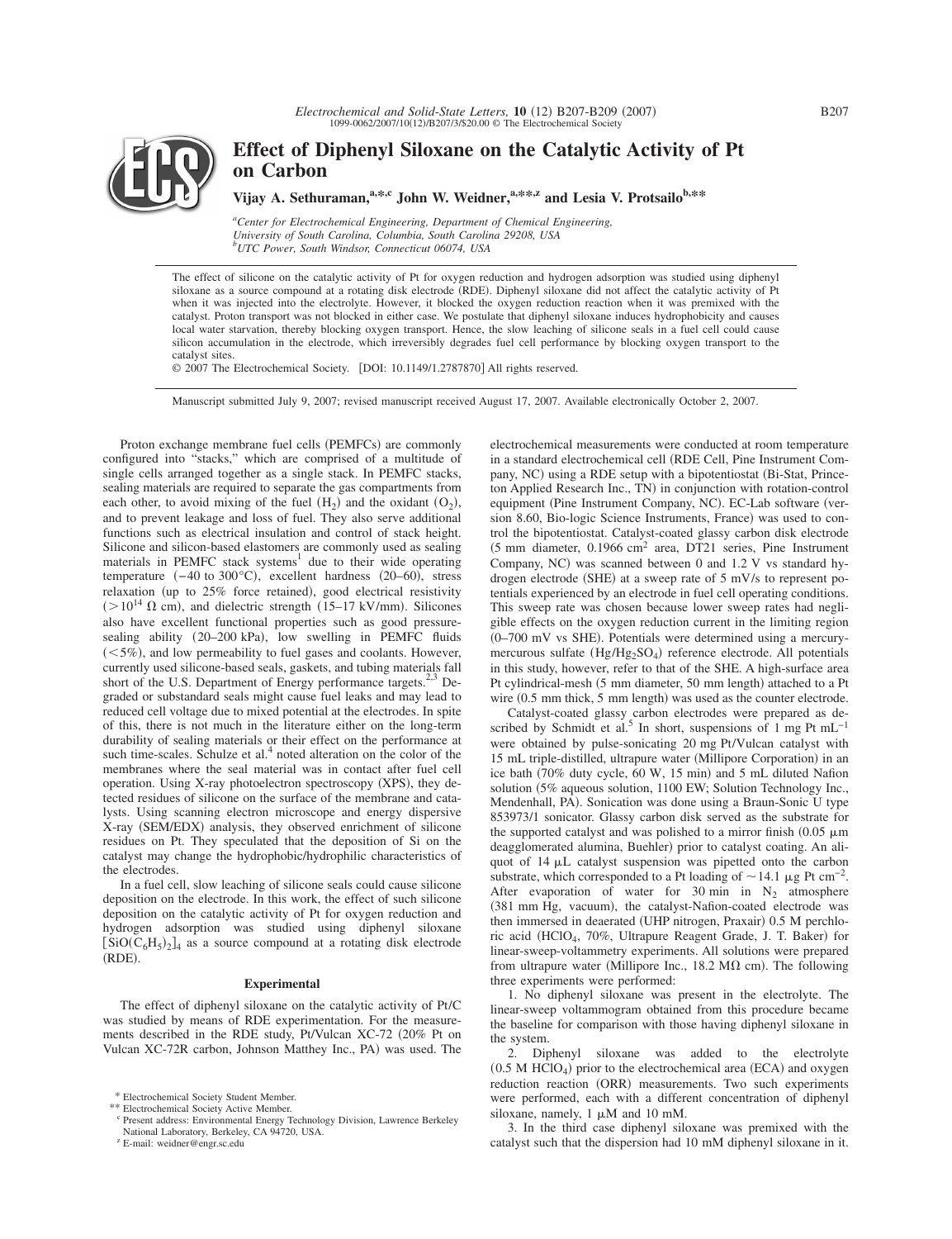# Effect of Diphenyl Siloxane on the Catalytic Activity of Pt on Carbon

**Vijay A. Sethuraman,[a,*,c] John W. Weidner,[a,**,z] and Lesia V. Protsailo[b,**]**

[a]*Center for Electrochemical Engineering, Department of Chemical Engineering, University of South Carolina, Columbia, South Carolina 29208, USA*
[b]*UTC Power, South Windsor, Connecticut 06074, USA*

The effect of silicone on the catalytic activity of Pt for oxygen reduction and hydrogen adsorption was studied using diphenyl siloxane as a source compound at a rotating disk electrode (RDE). Diphenyl siloxane did not affect the catalytic activity of Pt when it was injected into the electrolyte. However, it blocked the oxygen reduction reaction when it was premixed with the catalyst. Proton transport was not blocked in either case. We postulate that diphenyl siloxane induces hydrophobicity and causes local water starvation, thereby blocking oxygen transport. Hence, the slow leaching of silicone seals in a fuel cell could cause silicon accumulation in the electrode, which irreversibly degrades fuel cell performance by blocking oxygen transport to the catalyst sites.
© 2007 The Electrochemical Society. [DOI: 10.1149/1.2787870] All rights reserved.

Manuscript submitted July 9, 2007; revised manuscript received August 17, 2007. Available electronically October 2, 2007.

Proton exchange membrane fuel cells (PEMFCs) are commonly configured into "stacks," which are comprised of a multitude of single cells arranged together as a single stack. In PEMFC stacks, sealing materials are required to separate the gas compartments from each other, to avoid mixing of the fuel ($H_2$) and the oxidant ($O_2$), and to prevent leakage and loss of fuel. They also serve additional functions such as electrical insulation and control of stack height. Silicone and silicon-based elastomers are commonly used as sealing materials in PEMFC stack systems[1] due to their wide operating temperature (−40 to 300°C), excellent hardness (20–60), stress relaxation (up to 25% force retained), good electrical resistivity ($>10^{14}$ Ω cm), and dielectric strength (15–17 kV/mm). Silicones also have excellent functional properties such as good pressure-sealing ability (20–200 kPa), low swelling in PEMFC fluids (<5%), and low permeability to fuel gases and coolants. However, currently used silicone-based seals, gaskets, and tubing materials fall short of the U.S. Department of Energy performance targets.[2,3] Degraded or substandard seals might cause fuel leaks and may lead to reduced cell voltage due to mixed potential at the electrodes. In spite of this, there is not much in the literature either on the long-term durability of sealing materials or their effect on the performance at such time-scales. Schulze et al.[4] noted alteration on the color of the membranes where the seal material was in contact after fuel cell operation. Using X-ray photoelectron spectroscopy (XPS), they detected residues of silicone on the surface of the membrane and catalysts. Using scanning electron microscope and energy dispersive X-ray (SEM/EDX) analysis, they observed enrichment of silicone residues on Pt. They speculated that the deposition of Si on the catalyst may change the hydrophobic/hydrophilic characteristics of the electrodes.

In a fuel cell, slow leaching of silicone seals could cause silicone deposition on the electrode. In this work, the effect of such silicone deposition on the catalytic activity of Pt for oxygen reduction and hydrogen adsorption was studied using diphenyl siloxane $[SiO(C_6H_5)_2]_4$ as a source compound at a rotating disk electrode (RDE).

## Experimental

The effect of diphenyl siloxane on the catalytic activity of Pt/C was studied by means of RDE experimentation. For the measurements described in the RDE study, Pt/Vulcan XC-72 (20% Pt on Vulcan XC-72R carbon, Johnson Matthey Inc., PA) was used. The electrochemical measurements were conducted at room temperature in a standard electrochemical cell (RDE Cell, Pine Instrument Company, NC) using a RDE setup with a bipotentiostat (Bi-Stat, Princeton Applied Research Inc., TN) in conjunction with rotation-control equipment (Pine Instrument Company, NC). EC-Lab software (version 8.60, Bio-logic Science Instruments, France) was used to control the bipotentiostat. Catalyst-coated glassy carbon disk electrode (5 mm diameter, 0.1966 $cm^2$ area, DT21 series, Pine Instrument Company, NC) was scanned between 0 and 1.2 V vs standard hydrogen electrode (SHE) at a sweep rate of 5 mV/s to represent potentials experienced by an electrode in fuel cell operating conditions. This sweep rate was chosen because lower sweep rates had negligible effects on the oxygen reduction current in the limiting region (0–700 mV vs SHE). Potentials were determined using a mercury-mercurous sulfate ($Hg/Hg_2SO_4$) reference electrode. All potentials in this study, however, refer to that of the SHE. A high-surface area Pt cylindrical-mesh (5 mm diameter, 50 mm length) attached to a Pt wire (0.5 mm thick, 5 mm length) was used as the counter electrode.

Catalyst-coated glassy carbon electrodes were prepared as described by Schmidt et al.[5] In short, suspensions of 1 mg Pt $mL^{-1}$ were obtained by pulse-sonicating 20 mg Pt/Vulcan catalyst with 15 mL triple-distilled, ultrapure water (Millipore Corporation) in an ice bath (70% duty cycle, 60 W, 15 min) and 5 mL diluted Nafion solution (5% aqueous solution, 1100 EW; Solution Technology Inc., Mendenhall, PA). Sonication was done using a Braun-Sonic U type 853973/1 sonicator. Glassy carbon disk served as the substrate for the supported catalyst and was polished to a mirror finish (0.05 μm deagglomerated alumina, Buehler) prior to catalyst coating. An aliquot of 14 μL catalyst suspension was pipetted onto the carbon substrate, which corresponded to a Pt loading of ~14.1 μg Pt $cm^{-2}$. After evaporation of water for 30 min in $N_2$ atmosphere (381 mm Hg, vacuum), the catalyst-Nafion-coated electrode was then immersed in deaerated (UHP nitrogen, Praxair) 0.5 M perchloric acid ($HClO_4$, 70%, Ultrapure Reagent Grade, J. T. Baker) for linear-sweep-voltammetry experiments. All solutions were prepared from ultrapure water (Millipore Inc., 18.2 MΩ cm). The following three experiments were performed:

1. No diphenyl siloxane was present in the electrolyte. The linear-sweep voltammogram obtained from this procedure became the baseline for comparison with those having diphenyl siloxane in the system.

2. Diphenyl siloxane was added to the electrolyte (0.5 M $HClO_4$) prior to the electrochemical area (ECA) and oxygen reduction reaction (ORR) measurements. Two such experiments were performed, each with a different concentration of diphenyl siloxane, namely, 1 μM and 10 mM.

3. In the third case diphenyl siloxane was premixed with the catalyst such that the dispersion had 10 mM diphenyl siloxane in it.

* Electrochemical Society Student Member.
** Electrochemical Society Active Member.
[c] Present address: Environmental Energy Technology Division, Lawrence Berkeley National Laboratory, Berkeley, CA 94720, USA.
[z] E-mail: weidner@engr.sc.edu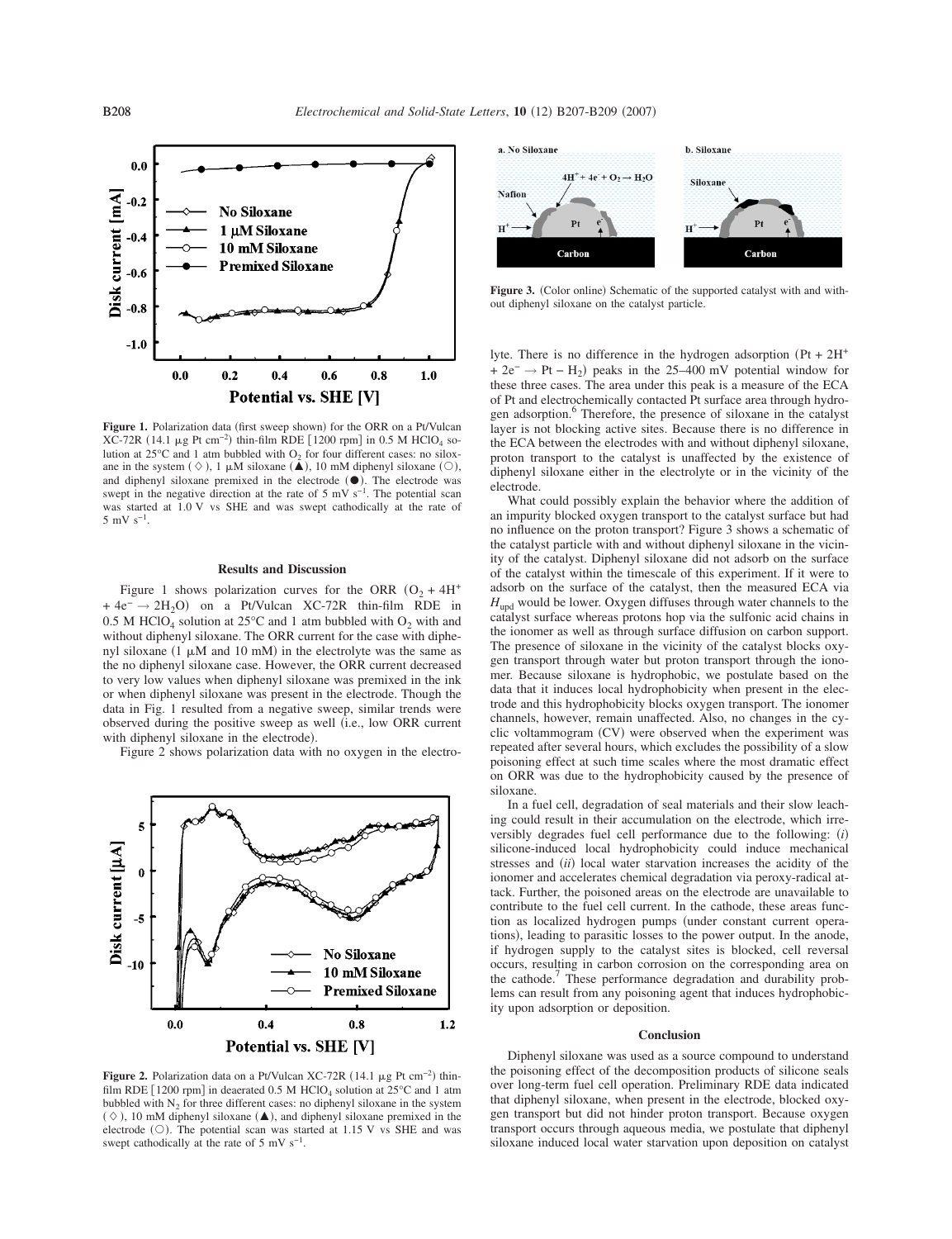Figure 1. Polarization data (first sweep shown) for the ORR on a Pt/Vulcan XC-72R (14.1 μg Pt cm$^{-2}$) thin-film RDE [1200 rpm] in 0.5 M $HClO_4$ solution at 25°C and 1 atm bubbled with $O_2$ for four different cases: no siloxane in the system (◇), 1 μM siloxane (▲), 10 mM diphenyl siloxane (○), and diphenyl siloxane premixed in the electrode (●). The electrode was swept in the negative direction at the rate of 5 mV s$^{-1}$. The potential scan was started at 1.0 V vs SHE and was swept cathodically at the rate of 5 mV s$^{-1}$.

## Results and Discussion

Figure 1 shows polarization curves for the ORR ($O_2 + 4H^+ + 4e^- \rightarrow 2H_2O$) on a Pt/Vulcan XC-72R thin-film RDE in 0.5 M $HClO_4$ solution at 25°C and 1 atm bubbled with $O_2$ with and without diphenyl siloxane. The ORR current for the case with diphenyl siloxane (1 μM and 10 mM) in the electrolyte was the same as the no diphenyl siloxane case. However, the ORR current decreased to very low values when diphenyl siloxane was premixed in the ink or when diphenyl siloxane was present in the electrode. Though the data in Fig. 1 resulted from a negative sweep, similar trends were observed during the positive sweep as well (i.e., low ORR current with diphenyl siloxane in the electrode).

Figure 2 shows polarization data with no oxygen in the electrolyte. There is no difference in the hydrogen adsorption ($Pt + 2H^+ + 2e^- \rightarrow Pt - H_2$) peaks in the 25–400 mV potential window for these three cases. The area under this peak is a measure of the ECA of Pt and electrochemically contacted Pt surface area through hydrogen adsorption.[6] Therefore, the presence of siloxane in the catalyst layer is not blocking active sites. Because there is no difference in the ECA between the electrodes with and without diphenyl siloxane, proton transport to the catalyst is unaffected by the existence of diphenyl siloxane either in the electrolyte or in the vicinity of the electrode.

Figure 2. Polarization data on a Pt/Vulcan XC-72R (14.1 μg Pt cm$^{-2}$) thin-film RDE [1200 rpm] in deaerated 0.5 M $HClO_4$ solution at 25°C and 1 atm bubbled with $N_2$ for three different cases: no diphenyl siloxane in the system (◇), 10 mM diphenyl siloxane (▲), and diphenyl siloxane premixed in the electrode (○). The potential scan was started at 1.15 V vs SHE and was swept cathodically at the rate of 5 mV s$^{-1}$.

Figure 3. (Color online) Schematic of the supported catalyst with and without diphenyl siloxane on the catalyst particle.

What could possibly explain the behavior where the addition of an impurity blocked oxygen transport to the catalyst surface but had no influence on the proton transport? Figure 3 shows a schematic of the catalyst particle with and without diphenyl siloxane in the vicinity of the catalyst. Diphenyl siloxane did not adsorb on the surface of the catalyst within the timescale of this experiment. If it were to adsorb on the surface of the catalyst, then the measured ECA via $H_{upd}$ would be lower. Oxygen diffuses through water channels to the catalyst surface whereas protons hop via the sulfonic acid chains in the ionomer as well as through surface diffusion on carbon support. The presence of siloxane in the vicinity of the catalyst blocks oxygen transport through water but proton transport through the ionomer. Because siloxane is hydrophobic, we postulate based on the data that it induces local hydrophobicity when present in the electrode and this hydrophobicity blocks oxygen transport. The ionomer channels, however, remain unaffected. Also, no changes in the cyclic voltammogram (CV) were observed when the experiment was repeated after several hours, which excludes the possibility of a slow poisoning effect at such time scales where the most dramatic effect on ORR was due to the hydrophobicity caused by the presence of siloxane.

In a fuel cell, degradation of seal materials and their slow leaching could result in their accumulation on the electrode, which irreversibly degrades fuel cell performance due to the following: (*i*) silicone-induced local hydrophobicity could induce mechanical stresses and (*ii*) local water starvation increases the acidity of the ionomer and accelerates chemical degradation via peroxy-radical attack. Further, the poisoned areas on the electrode are unavailable to contribute to the fuel cell current. In the cathode, these areas function as localized hydrogen pumps (under constant current operations), leading to parasitic losses to the power output. In the anode, if hydrogen supply to the catalyst sites is blocked, cell reversal occurs, resulting in carbon corrosion on the corresponding area on the cathode.[7] These performance degradation and durability problems can result from any poisoning agent that induces hydrophobicity upon adsorption or deposition.

## Conclusion

Diphenyl siloxane was used as a source compound to understand the poisoning effect of the decomposition products of silicone seals over long-term fuel cell operation. Preliminary RDE data indicated that diphenyl siloxane, when present in the electrode, blocked oxygen transport but did not hinder proton transport. Because oxygen transport occurs through aqueous media, we postulate that diphenyl siloxane induced local water starvation upon deposition on catalyst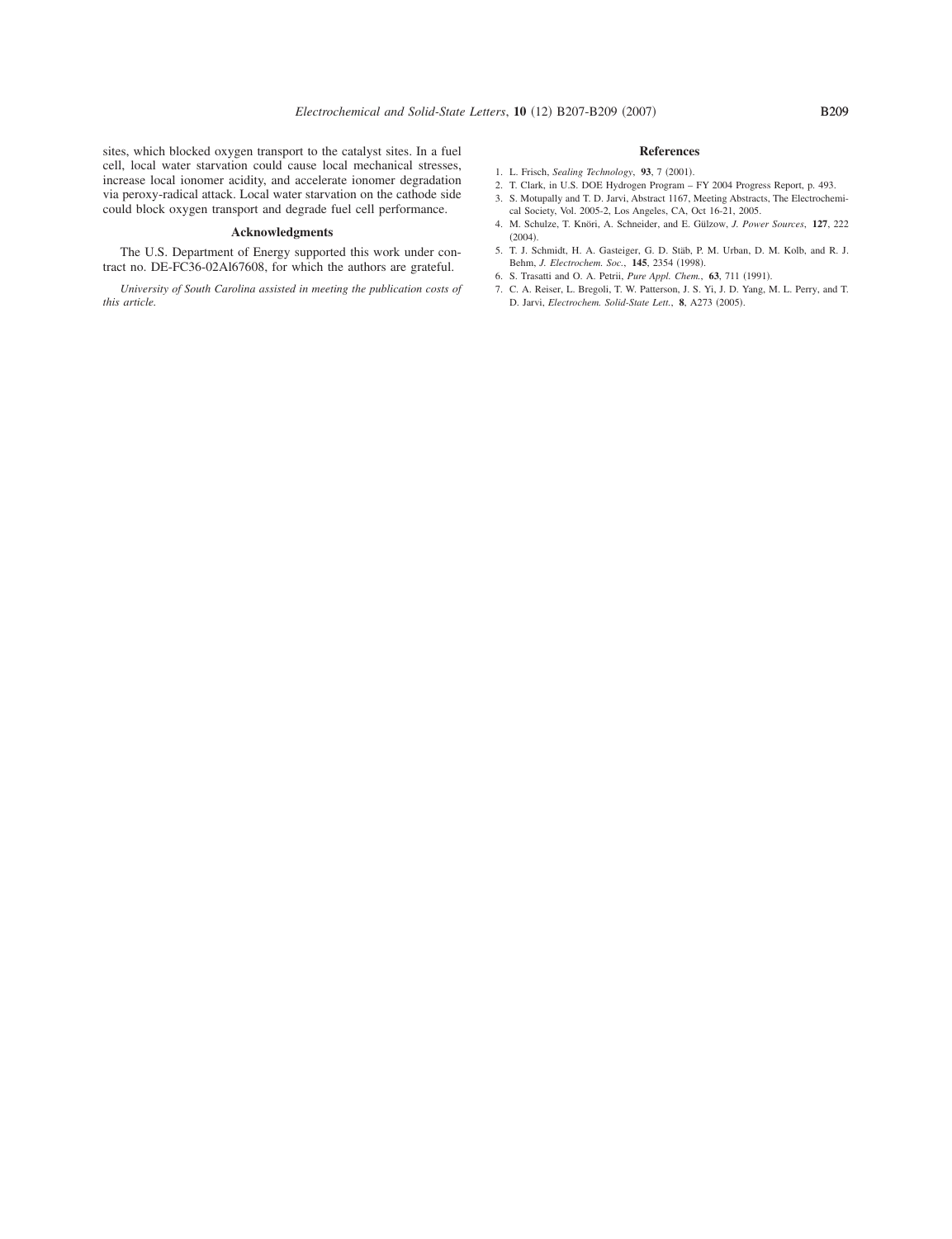sites, which blocked oxygen transport to the catalyst sites. In a fuel cell, local water starvation could cause local mechanical stresses, increase local ionomer acidity, and accelerate ionomer degradation via peroxy-radical attack. Local water starvation on the cathode side could block oxygen transport and degrade fuel cell performance.

## Acknowledgments

The U.S. Department of Energy supported this work under contract no. DE-FC36-02AI67608, for which the authors are grateful.

*University of South Carolina assisted in meeting the publication costs of this article.*

## References

1. L. Frisch, *Sealing Technology*, **93**, 7 (2001).
2. T. Clark, in U.S. DOE Hydrogen Program – FY 2004 Progress Report, p. 493.
3. S. Motupally and T. D. Jarvi, Abstract 1167, Meeting Abstracts, The Electrochemical Society, Vol. 2005-2, Los Angeles, CA, Oct 16-21, 2005.
4. M. Schulze, T. Knöri, A. Schneider, and E. Gülzow, *J. Power Sources*, **127**, 222 (2004).
5. T. J. Schmidt, H. A. Gasteiger, G. D. Stäb, P. M. Urban, D. M. Kolb, and R. J. Behm, *J. Electrochem. Soc.*, **145**, 2354 (1998).
6. S. Trasatti and O. A. Petrii, *Pure Appl. Chem.*, **63**, 711 (1991).
7. C. A. Reiser, L. Bregoli, T. W. Patterson, J. S. Yi, J. D. Yang, M. L. Perry, and T. D. Jarvi, *Electrochem. Solid-State Lett.*, **8**, A273 (2005).